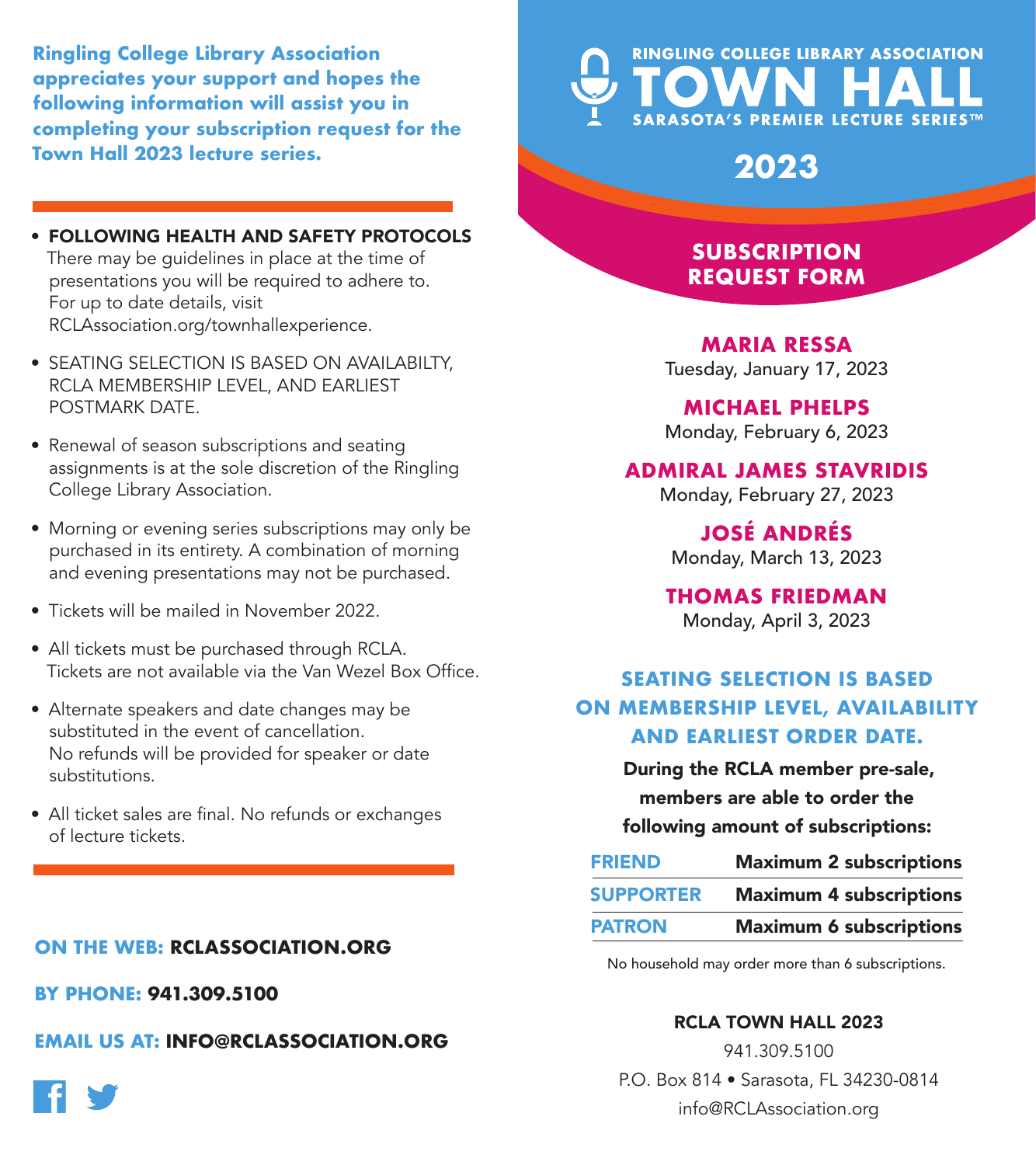**Ringling College Library Association appreciates your support and hopes the following information will assist you in completing your subscription request for the Town Hall 2023 lecture series.**

- **FOLLOWING HEALTH AND SAFETY PROTOCOLS** There may be guidelines in place at the time of presentations you will be required to adhere to. For up to date details, visit RCLAssociation.org/townhallexperience.
- SEATING SELECTION IS BASED ON AVAILABILTY, RCLA MEMBERSHIP LEVEL, AND EARLIEST POSTMARK DATE.
- Renewal of season subscriptions and seating assignments is at the sole discretion of the Ringling College Library Association.
- Morning or evening series subscriptions may only be purchased in its entirety. A combination of morning and evening presentations may not be purchased.
- Tickets will be mailed in November 2022.
- All tickets must be purchased through RCLA. Tickets are not available via the Van Wezel Box Office.
- Alternate speakers and date changes may be substituted in the event of cancellation. No refunds will be provided for speaker or date substitutions.
- All ticket sales are final. No refunds or exchanges of lecture tickets.

**ON THE WEB:** **RCLASSOCIATION.ORG**

**BY PHONE:** **941.309.5100**

**EMAIL US AT:** **INFO@RCLASSOCIATION.ORG**

# RINGLING COLLEGE LIBRARY ASSOCIATION TOWN HALL

SARASOTA'S PREMIER LECTURE SERIES™

## 2023

## SUBSCRIPTION REQUEST FORM

**MARIA RESSA**
Tuesday, January 17, 2023

**MICHAEL PHELPS**
Monday, February 6, 2023

**ADMIRAL JAMES STAVRIDIS**
Monday, February 27, 2023

**JOSÉ ANDRÉS**
Monday, March 13, 2023

**THOMAS FRIEDMAN**
Monday, April 3, 2023

### SEATING SELECTION IS BASED ON MEMBERSHIP LEVEL, AVAILABILITY AND EARLIEST ORDER DATE.

**During the RCLA member pre-sale, members are able to order the following amount of subscriptions:**

| | |
|---|---|
| FRIEND | **Maximum 2 subscriptions** |
| SUPPORTER | **Maximum 4 subscriptions** |
| PATRON | **Maximum 6 subscriptions** |

No household may order more than 6 subscriptions.

**RCLA TOWN HALL 2023**
941.309.5100
P.O. Box 814 • Sarasota, FL 34230-0814
info@RCLAssociation.org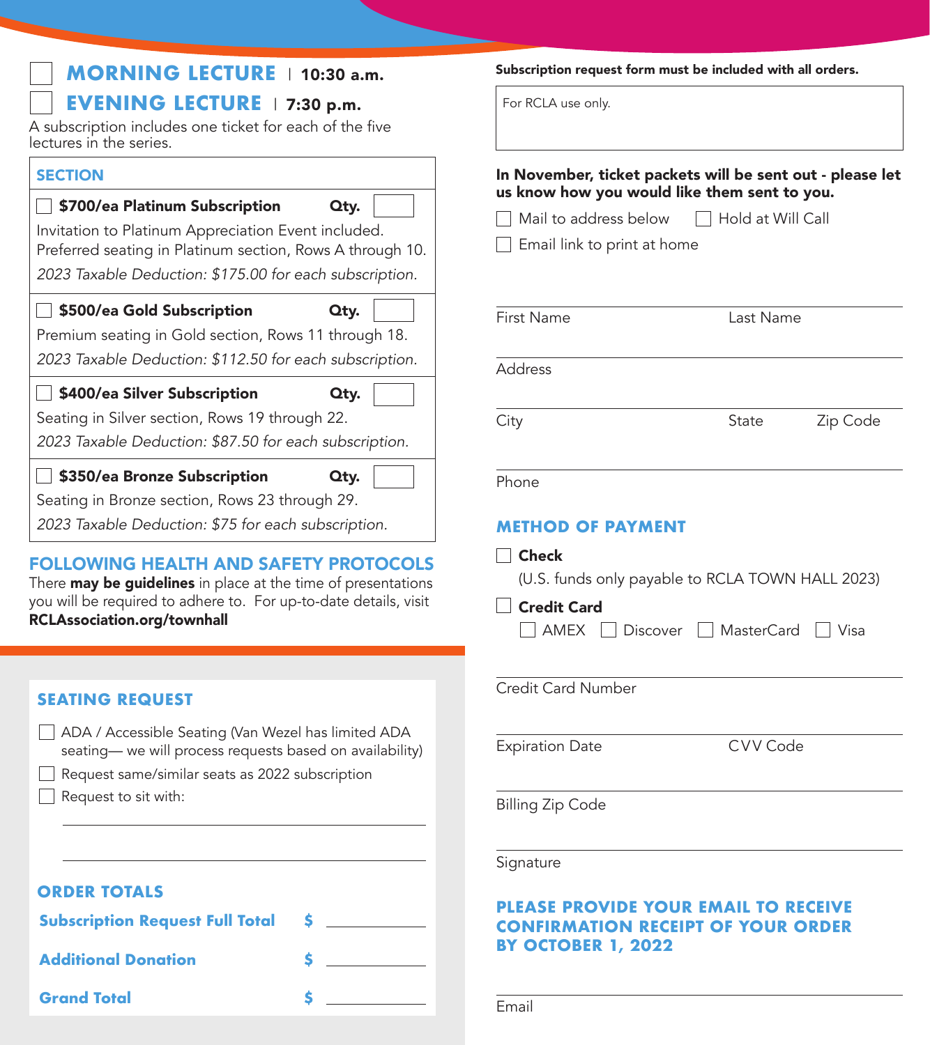☐ **MORNING LECTURE** | **10:30 a.m.**

☐ **EVENING LECTURE** | **7:30 p.m.**

A subscription includes one ticket for each of the five lectures in the series.

## SECTION

☐ **$700/ea Platinum Subscription** **Qty.** ____

Invitation to Platinum Appreciation Event included. Preferred seating in Platinum section, Rows A through 10.

*2023 Taxable Deduction: $175.00 for each subscription.*

☐ **$500/ea Gold Subscription** **Qty.** ____

Premium seating in Gold section, Rows 11 through 18.

*2023 Taxable Deduction: $112.50 for each subscription.*

☐ **$400/ea Silver Subscription** **Qty.** ____

Seating in Silver section, Rows 19 through 22.

*2023 Taxable Deduction: $87.50 for each subscription.*

☐ **$350/ea Bronze Subscription** **Qty.** ____

Seating in Bronze section, Rows 23 through 29.

*2023 Taxable Deduction: $75 for each subscription.*

## FOLLOWING HEALTH AND SAFETY PROTOCOLS

There **may be guidelines** in place at the time of presentations you will be required to adhere to. For up-to-date details, visit **RCLAssociation.org/townhall**

## SEATING REQUEST

☐ ADA / Accessible Seating (Van Wezel has limited ADA seating— we will process requests based on availability)

☐ Request same/similar seats as 2022 subscription

☐ Request to sit with:

______________________________

______________________________

## ORDER TOTALS

**Subscription Request Full Total** $ ____________

**Additional Donation** $ ____________

**Grand Total** $ ____________

**Subscription request form must be included with all orders.**

For RCLA use only.

**In November, ticket packets will be sent out - please let us know how you would like them sent to you.**

☐ Mail to address below ☐ Hold at Will Call

☐ Email link to print at home

First Name ____________ Last Name ____________

Address ____________

City ____________ State ____________ Zip Code ____________

Phone ____________

## METHOD OF PAYMENT

☐ **Check**

(U.S. funds only payable to RCLA TOWN HALL 2023)

☐ **Credit Card**

☐ AMEX ☐ Discover ☐ MasterCard ☐ Visa

Credit Card Number ____________

Expiration Date ____________ CVV Code ____________

Billing Zip Code ____________

Signature ____________

## PLEASE PROVIDE YOUR EMAIL TO RECEIVE CONFIRMATION RECEIPT OF YOUR ORDER BY OCTOBER 1, 2022

Email ____________